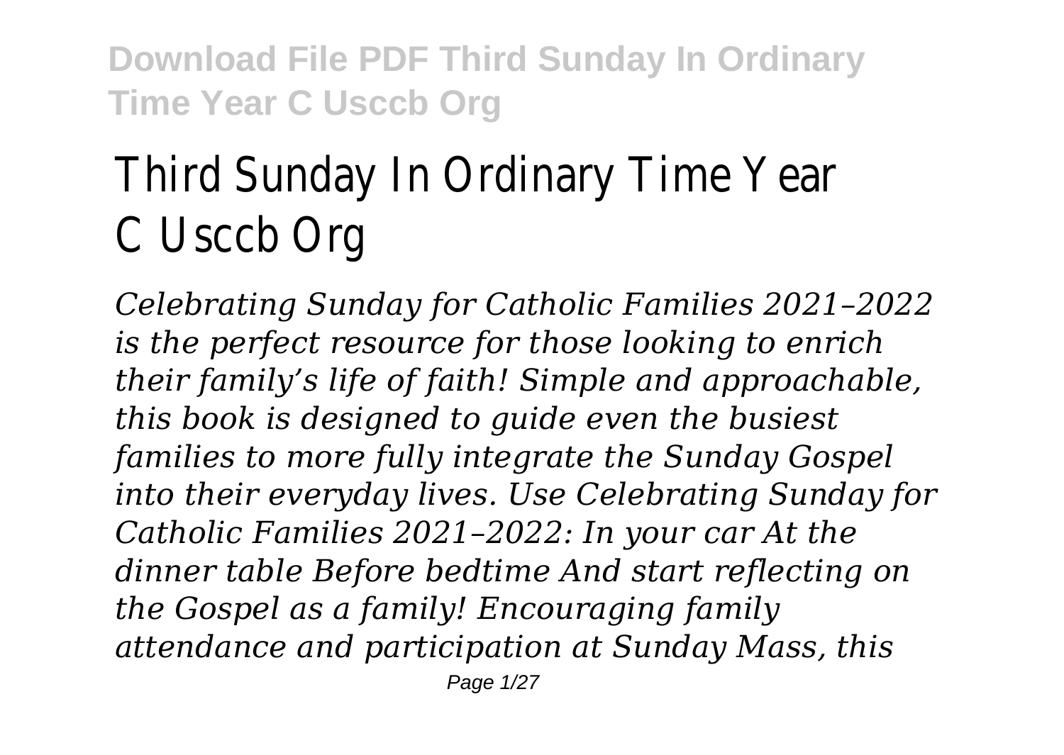# Third Sunday In Ordinary Time Year C Usccb Org

*Celebrating Sunday for Catholic Families 2021–2022 is the perfect resource for those looking to enrich their family's life of faith! Simple and approachable, this book is designed to guide even the busiest families to more fully integrate the Sunday Gospel into their everyday lives. Use Celebrating Sunday for Catholic Families 2021–2022: In your car At the dinner table Before bedtime And start reflecting on the Gospel as a family! Encouraging family attendance and participation at Sunday Mass, this*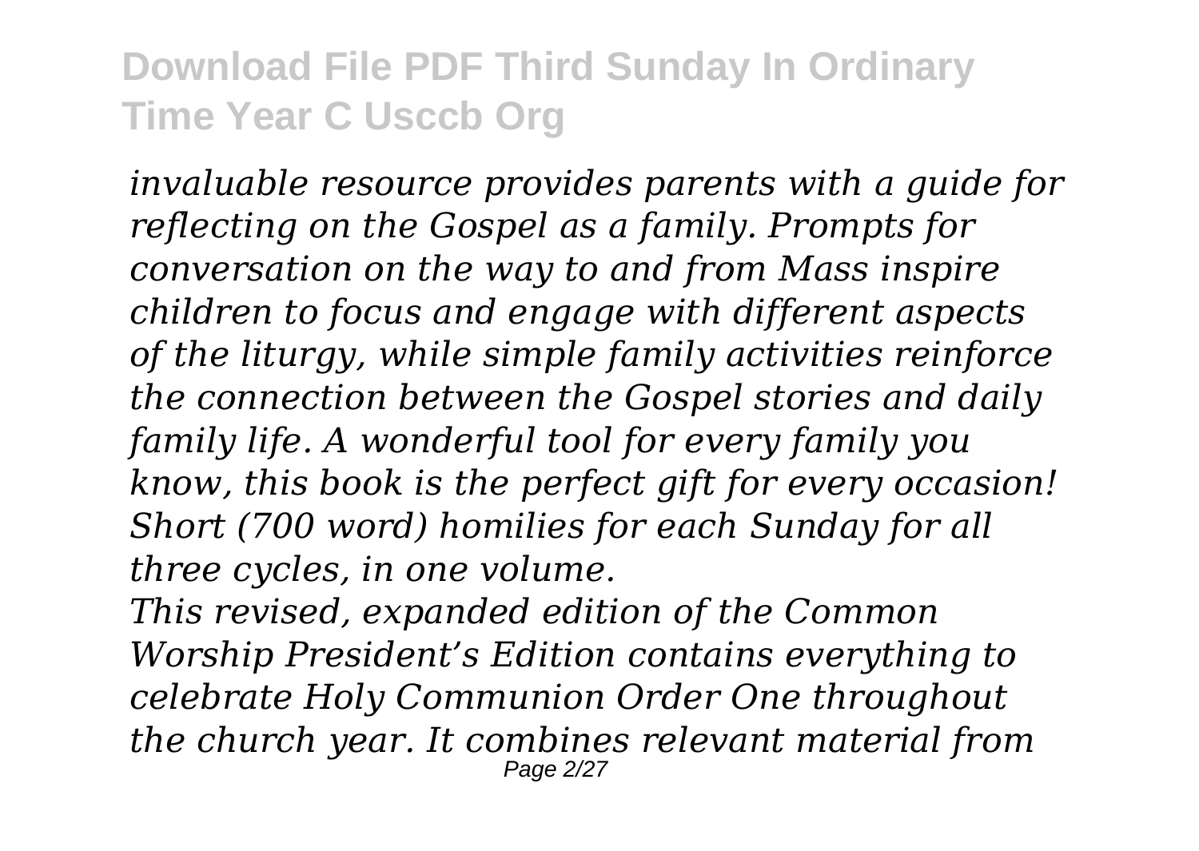*invaluable resource provides parents with a guide for reflecting on the Gospel as a family. Prompts for conversation on the way to and from Mass inspire children to focus and engage with different aspects of the liturgy, while simple family activities reinforce the connection between the Gospel stories and daily family life. A wonderful tool for every family you know, this book is the perfect gift for every occasion!*
*Short (700 word) homilies for each Sunday for all three cycles, in one volume.*

*This revised, expanded edition of the Common Worship President's Edition contains everything to celebrate Holy Communion Order One throughout the church year. It combines relevant material from*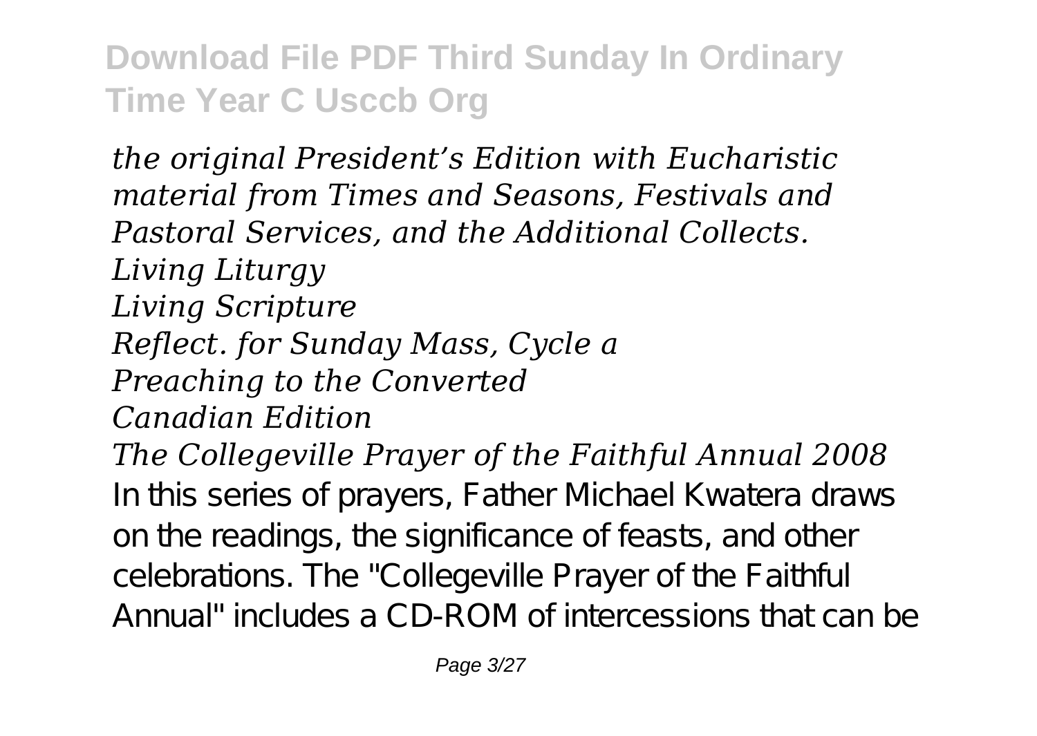*the original President's Edition with Eucharistic material from Times and Seasons, Festivals and Pastoral Services, and the Additional Collects.*

*Living Liturgy*

*Living Scripture*

*Reflect. for Sunday Mass, Cycle a*

*Preaching to the Converted*

*Canadian Edition*

*The Collegeville Prayer of the Faithful Annual 2008*

In this series of prayers, Father Michael Kwatera draws on the readings, the significance of feasts, and other celebrations. The "Collegeville Prayer of the Faithful Annual" includes a CD-ROM of intercessions that can be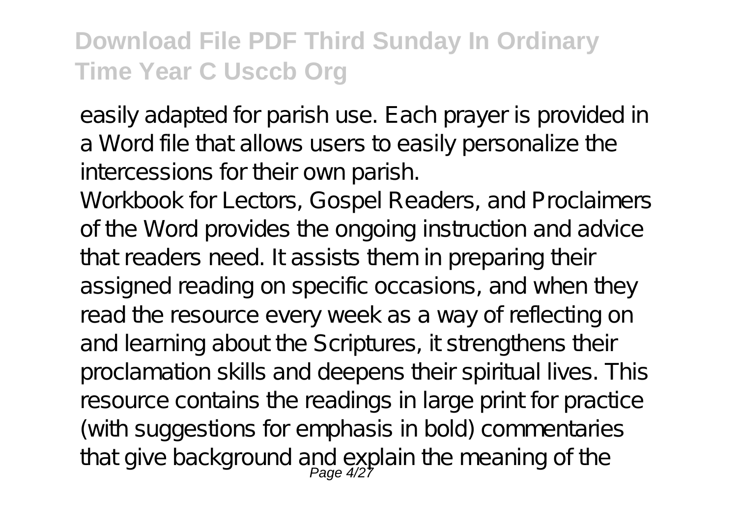easily adapted for parish use. Each prayer is provided in a Word file that allows users to easily personalize the intercessions for their own parish.

Workbook for Lectors, Gospel Readers, and Proclaimers of the Word provides the ongoing instruction and advice that readers need. It assists them in preparing their assigned reading on specific occasions, and when they read the resource every week as a way of reflecting on and learning about the Scriptures, it strengthens their proclamation skills and deepens their spiritual lives. This resource contains the readings in large print for practice (with suggestions for emphasis in bold) commentaries that give background and explain the meaning of the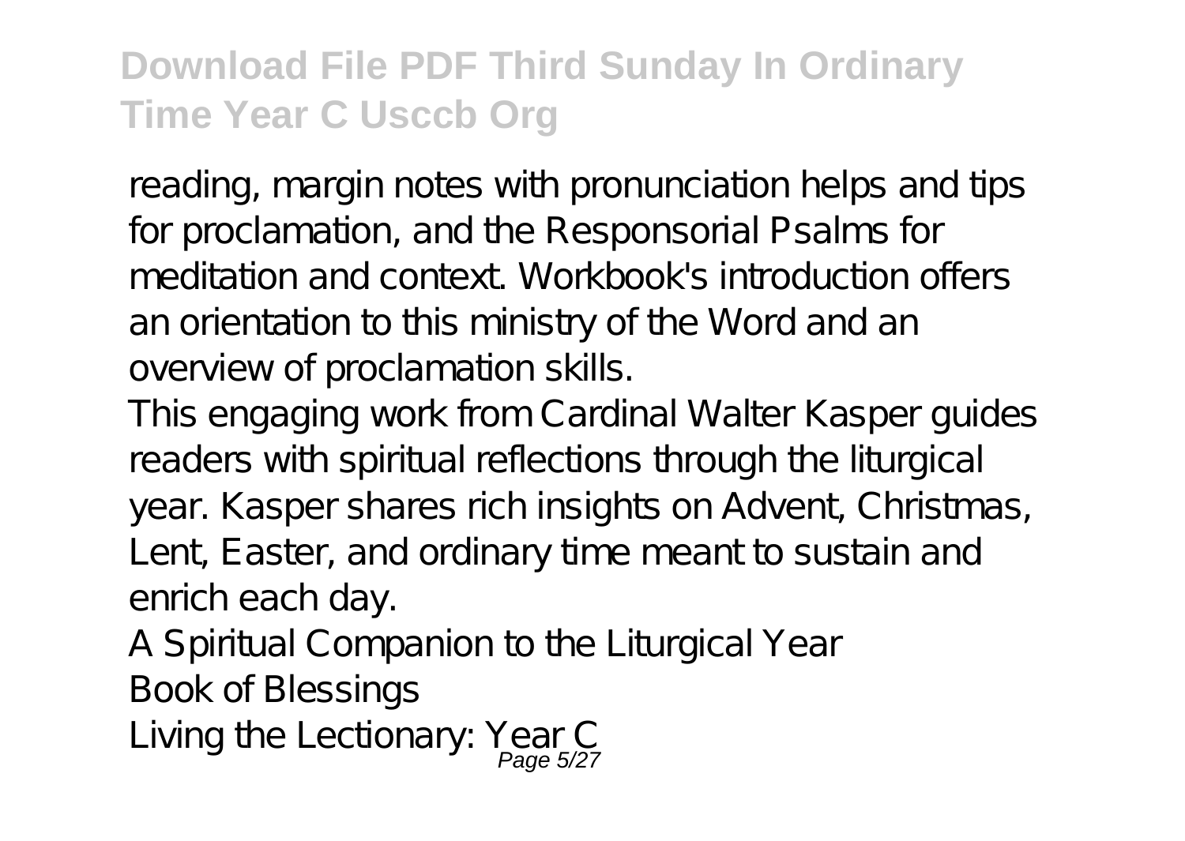reading, margin notes with pronunciation helps and tips for proclamation, and the Responsorial Psalms for meditation and context. Workbook's introduction offers an orientation to this ministry of the Word and an overview of proclamation skills.

This engaging work from Cardinal Walter Kasper guides readers with spiritual reflections through the liturgical year. Kasper shares rich insights on Advent, Christmas, Lent, Easter, and ordinary time meant to sustain and enrich each day.

A Spiritual Companion to the Liturgical Year

Book of Blessings

Living the Lectionary: Year C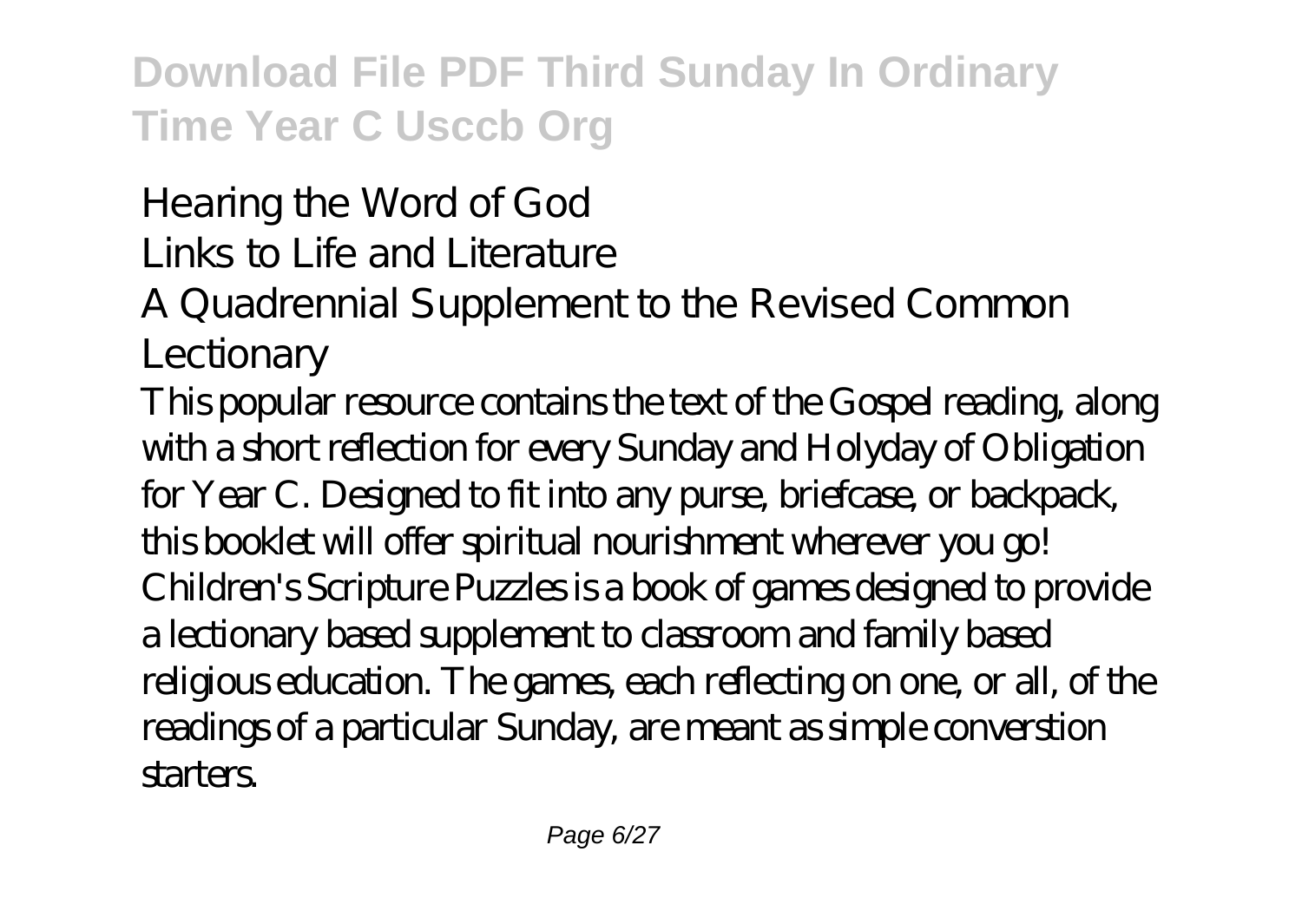Hearing the Word of God

Links to Life and Literature

A Quadrennial Supplement to the Revised Common Lectionary

This popular resource contains the text of the Gospel reading, along with a short reflection for every Sunday and Holyday of Obligation for Year C. Designed to fit into any purse, briefcase, or backpack, this booklet will offer spiritual nourishment wherever you go!

Children's Scripture Puzzles is a book of games designed to provide a lectionary based supplement to classroom and family based religious education. The games, each reflecting on one, or all, of the readings of a particular Sunday, are meant as simple converstion starters.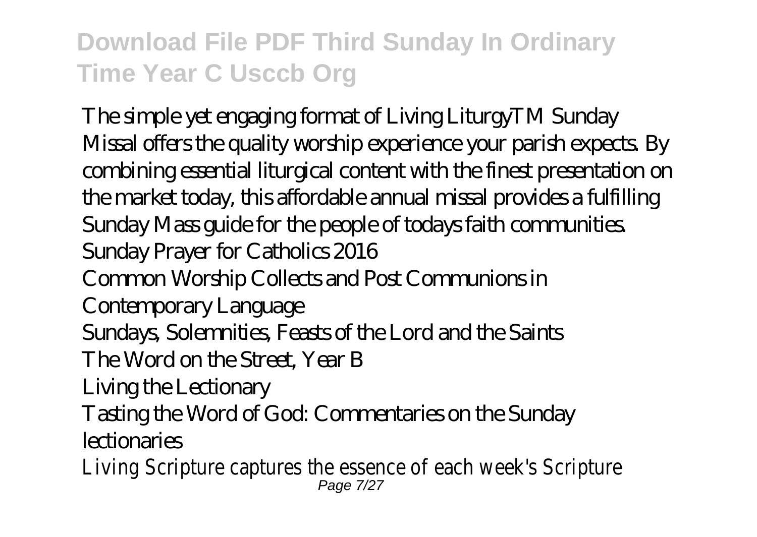The simple yet engaging format of Living LiturgyTM Sunday Missal offers the quality worship experience your parish expects. By combining essential liturgical content with the finest presentation on the market today, this affordable annual missal provides a fulfilling Sunday Mass guide for the people of todays faith communities.

Sunday Prayer for Catholics 2016

Common Worship Collects and Post Communions in Contemporary Language

Sundays, Solemnities, Feasts of the Lord and the Saints

The Word on the Street, Year B

Living the Lectionary

Tasting the Word of God: Commentaries on the Sunday lectionaries

Living Scripture captures the essence of each week's Scripture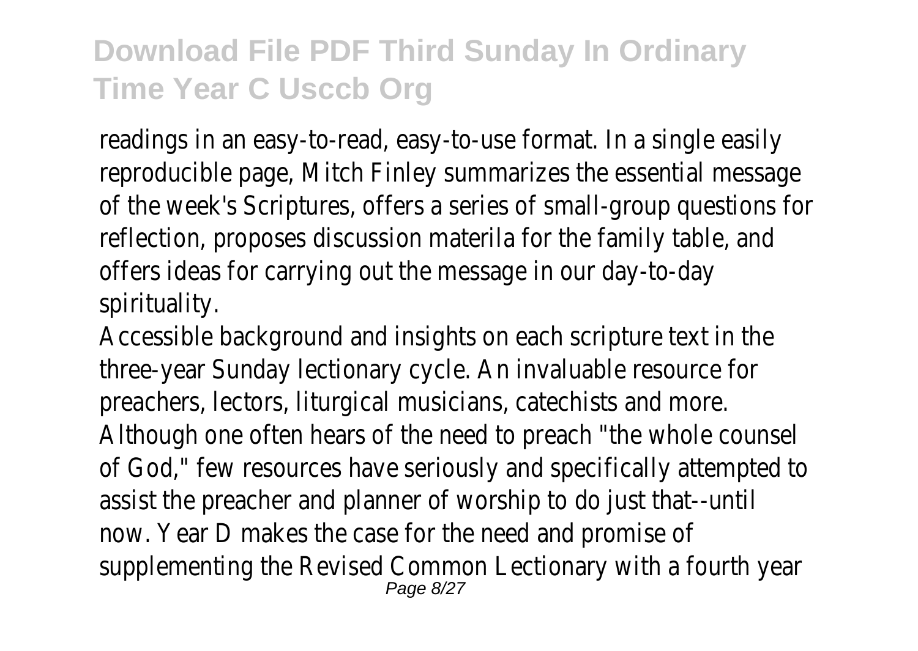readings in an easy-to-read, easy-to-use format. In a single easily reproducible page, Mitch Finley summarizes the essential message of the week's Scriptures, offers a series of small-group questions for reflection, proposes discussion materila for the family table, and offers ideas for carrying out the message in our day-to-day spirituality.

Accessible background and insights on each scripture text in the three-year Sunday lectionary cycle. An invaluable resource for preachers, lectors, liturgical musicians, catechists and more.

Although one often hears of the need to preach "the whole counsel of God," few resources have seriously and specifically attempted to assist the preacher and planner of worship to do just that--until now. Year D makes the case for the need and promise of supplementing the Revised Common Lectionary with a fourth year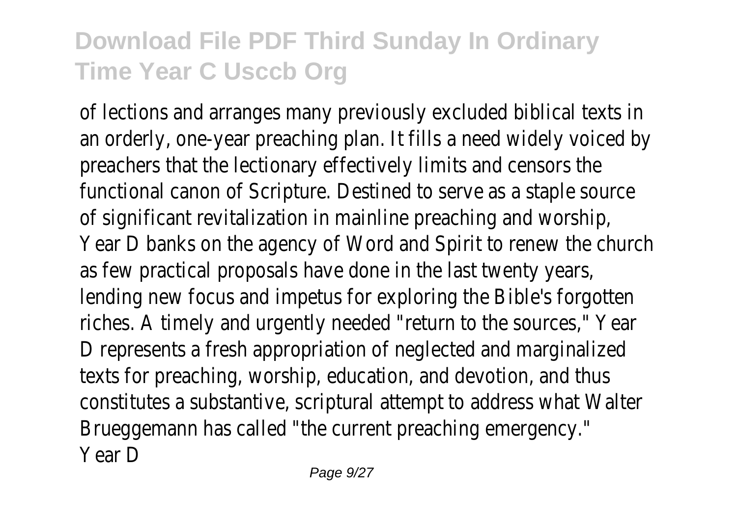of lections and arranges many previously excluded biblical texts in an orderly, one-year preaching plan. It fills a need widely voiced by preachers that the lectionary effectively limits and censors the functional canon of Scripture. Destined to serve as a staple source of significant revitalization in mainline preaching and worship, Year D banks on the agency of Word and Spirit to renew the church as few practical proposals have done in the last twenty years, lending new focus and impetus for exploring the Bible's forgotten riches. A timely and urgently needed "return to the sources," Year D represents a fresh appropriation of neglected and marginalized texts for preaching, worship, education, and devotion, and thus constitutes a substantive, scriptural attempt to address what Walter Brueggemann has called "the current preaching emergency."

Year D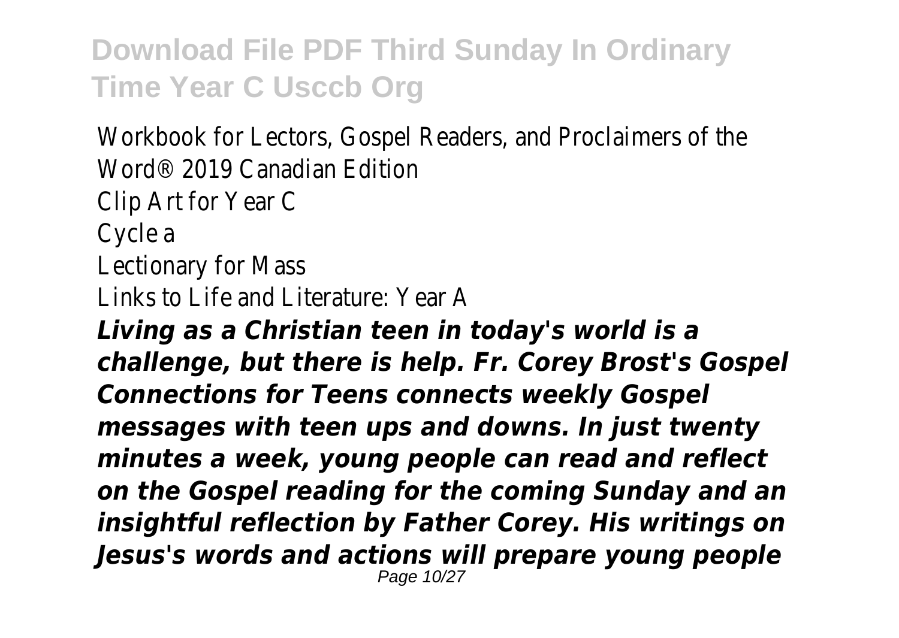Workbook for Lectors, Gospel Readers, and Proclaimers of the Word® 2019 Canadian Edition

Clip Art for Year C

Cycle a

Lectionary for Mass

Links to Life and Literature: Year A

***Living as a Christian teen in today's world is a challenge, but there is help. Fr. Corey Brost's Gospel Connections for Teens connects weekly Gospel messages with teen ups and downs. In just twenty minutes a week, young people can read and reflect on the Gospel reading for the coming Sunday and an insightful reflection by Father Corey. His writings on Jesus's words and actions will prepare young people***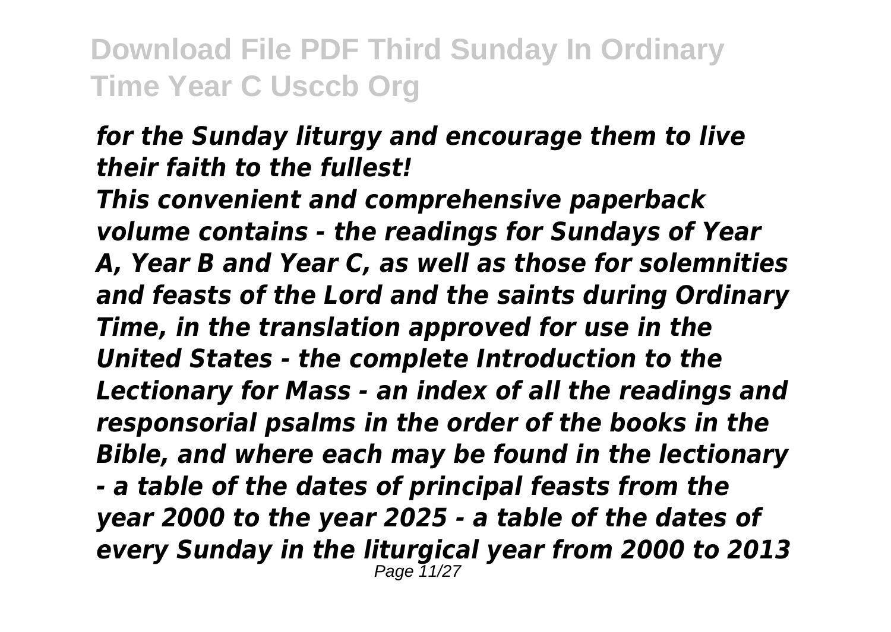*for the Sunday liturgy and encourage them to live their faith to the fullest!*

*This convenient and comprehensive paperback volume contains - the readings for Sundays of Year A, Year B and Year C, as well as those for solemnities and feasts of the Lord and the saints during Ordinary Time, in the translation approved for use in the United States - the complete Introduction to the Lectionary for Mass - an index of all the readings and responsorial psalms in the order of the books in the Bible, and where each may be found in the lectionary - a table of the dates of principal feasts from the year 2000 to the year 2025 - a table of the dates of every Sunday in the liturgical year from 2000 to 2013*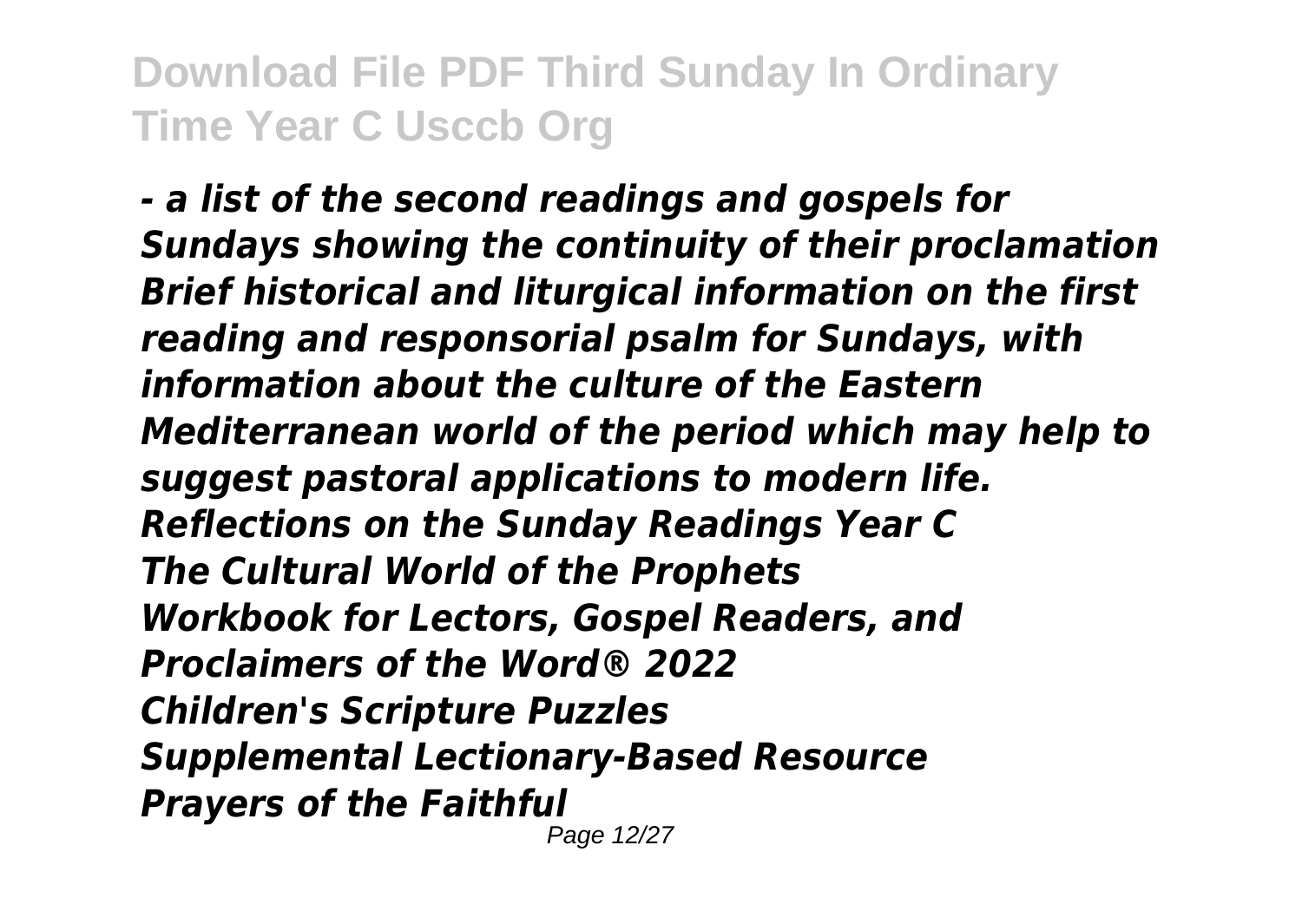*- a list of the second readings and gospels for Sundays showing the continuity of their proclamation Brief historical and liturgical information on the first reading and responsorial psalm for Sundays, with information about the culture of the Eastern Mediterranean world of the period which may help to suggest pastoral applications to modern life.*

*Reflections on the Sunday Readings Year C*

*The Cultural World of the Prophets*

*Workbook for Lectors, Gospel Readers, and Proclaimers of the Word® 2022*

*Children's Scripture Puzzles*

*Supplemental Lectionary-Based Resource*

*Prayers of the Faithful*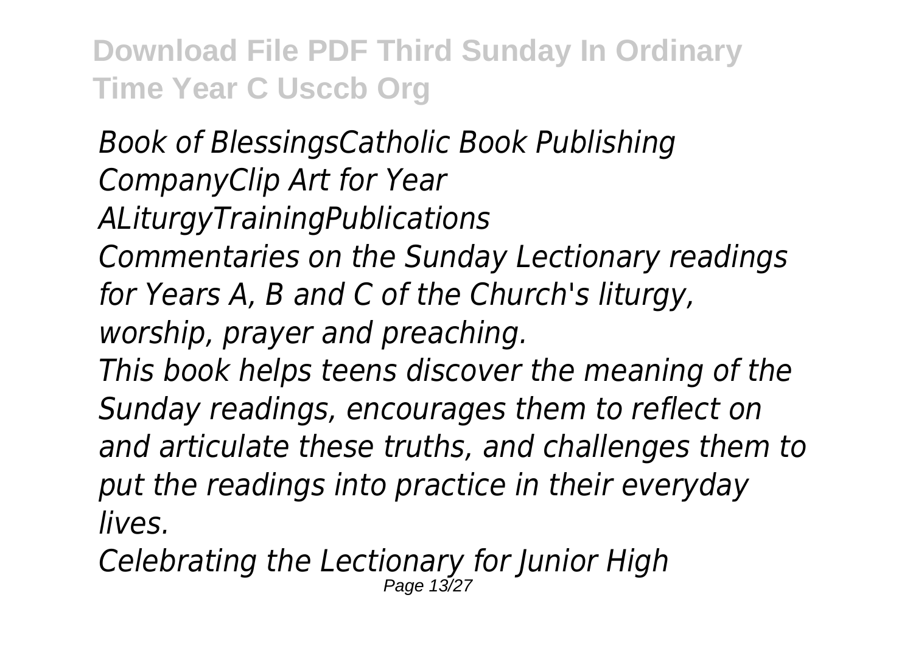*Book of BlessingsCatholic Book Publishing CompanyClip Art for Year ALiturgyTrainingPublications*

*Commentaries on the Sunday Lectionary readings for Years A, B and C of the Church's liturgy, worship, prayer and preaching.*

*This book helps teens discover the meaning of the Sunday readings, encourages them to reflect on and articulate these truths, and challenges them to put the readings into practice in their everyday lives.*

*Celebrating the Lectionary for Junior High*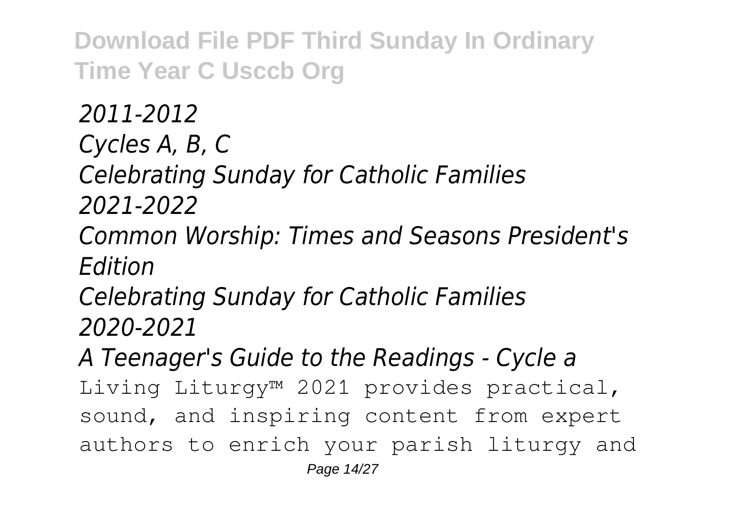*2011-2012*
*Cycles A, B, C*
*Celebrating Sunday for Catholic Families 2021-2022*
*Common Worship: Times and Seasons President's Edition*
*Celebrating Sunday for Catholic Families 2020-2021*
*A Teenager's Guide to the Readings - Cycle a*

Living Liturgy™ 2021 provides practical, sound, and inspiring content from expert authors to enrich your parish liturgy and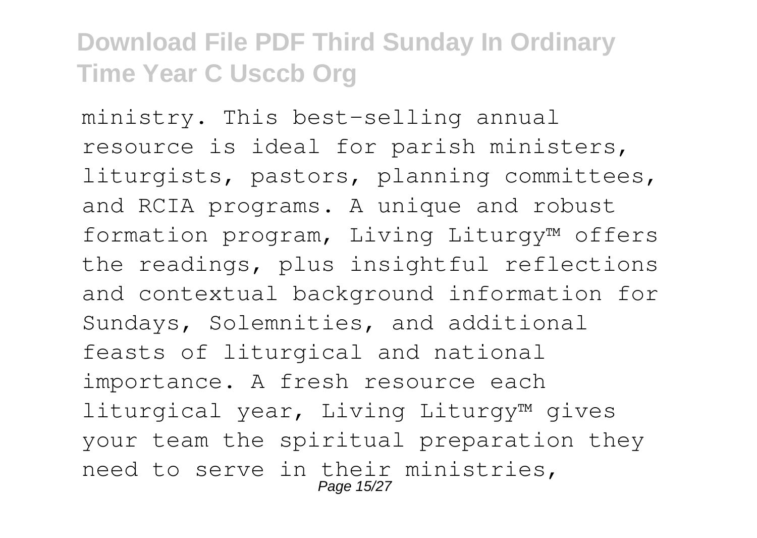ministry. This best-selling annual resource is ideal for parish ministers, liturgists, pastors, planning committees, and RCIA programs. A unique and robust formation program, Living Liturgy™ offers the readings, plus insightful reflections and contextual background information for Sundays, Solemnities, and additional feasts of liturgical and national importance. A fresh resource each liturgical year, Living Liturgy™ gives your team the spiritual preparation they need to serve in their ministries,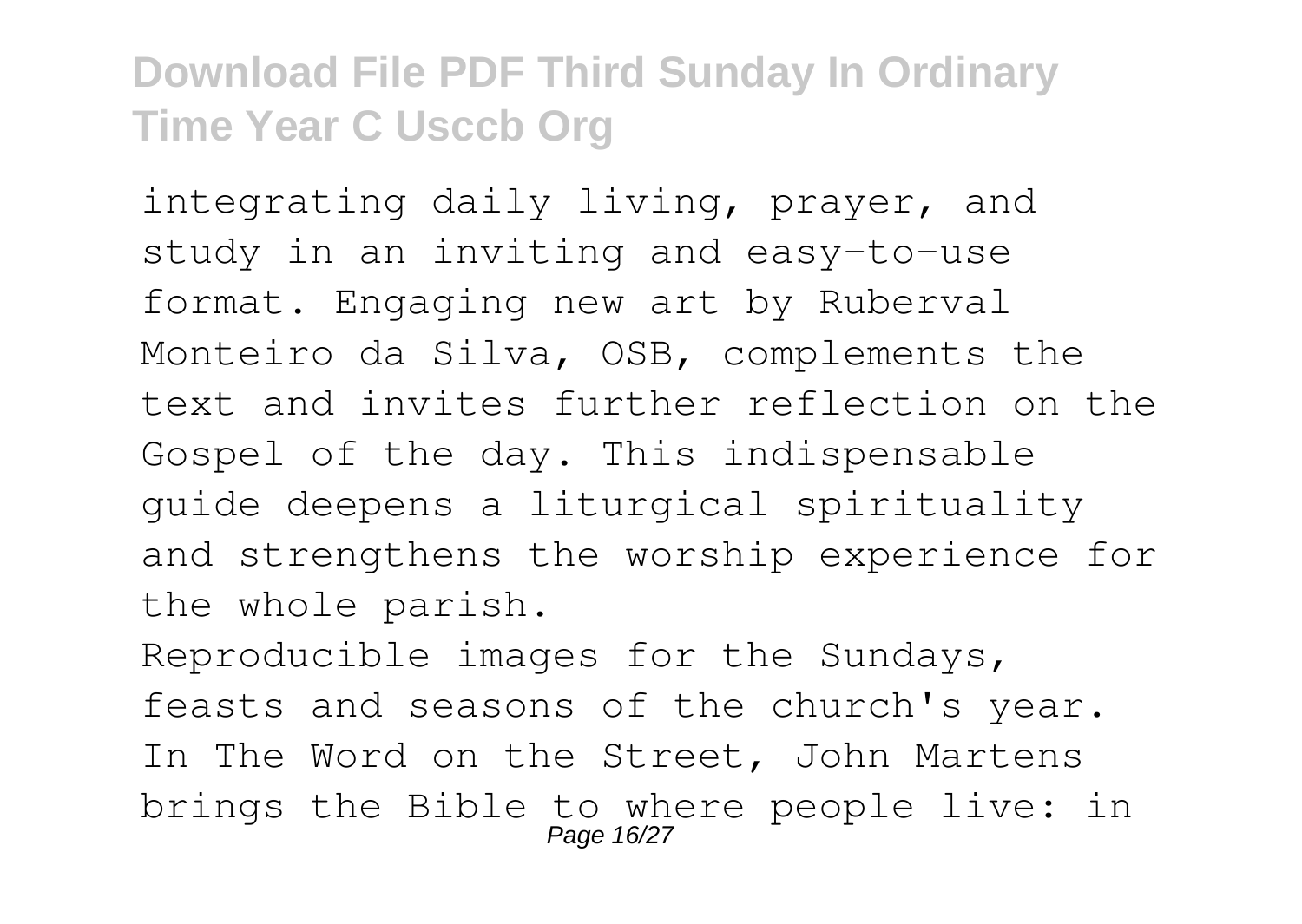integrating daily living, prayer, and study in an inviting and easy-to-use format. Engaging new art by Ruberval Monteiro da Silva, OSB, complements the text and invites further reflection on the Gospel of the day. This indispensable guide deepens a liturgical spirituality and strengthens the worship experience for the whole parish.

Reproducible images for the Sundays, feasts and seasons of the church's year.

In The Word on the Street, John Martens brings the Bible to where people live: in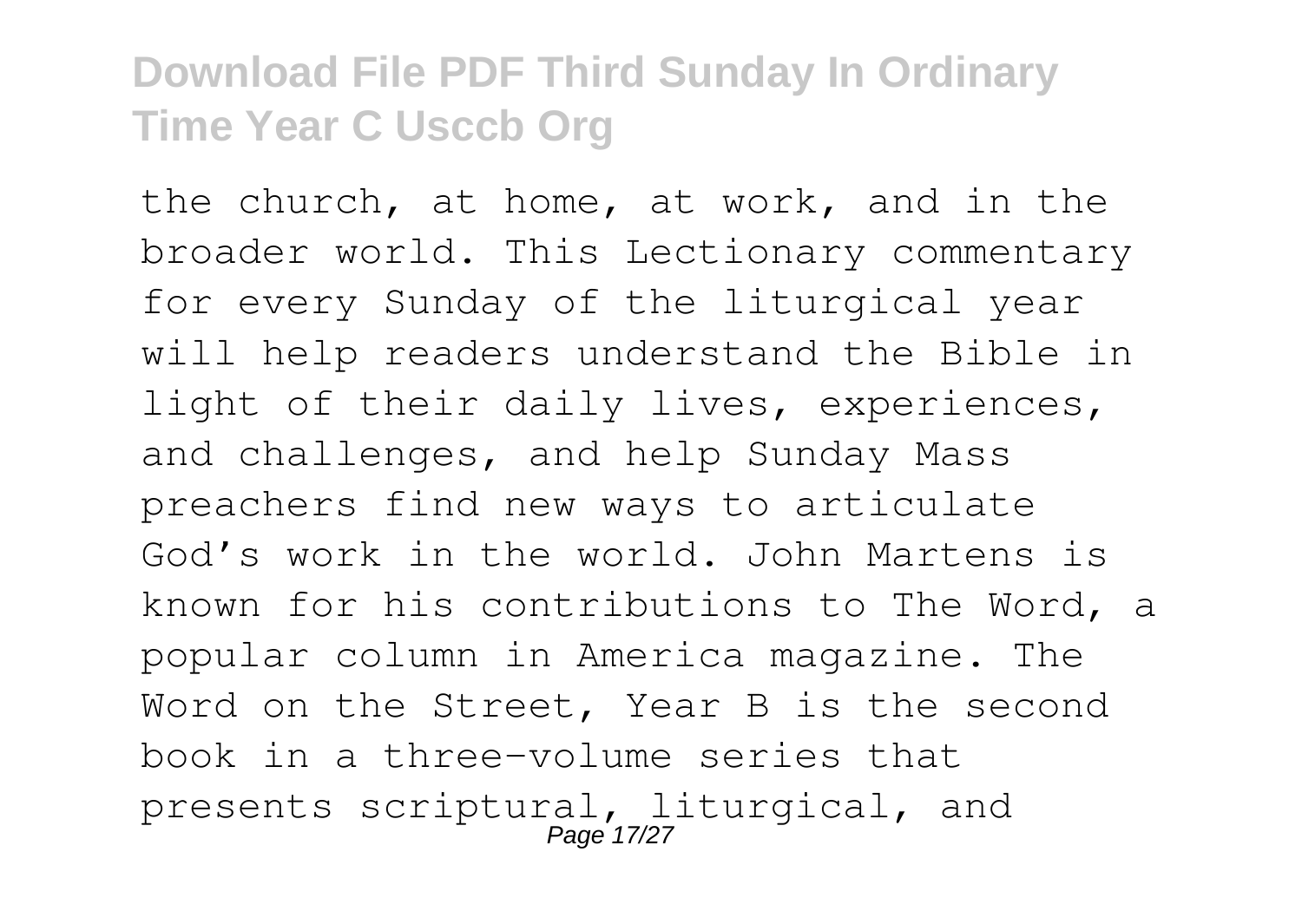the church, at home, at work, and in the broader world. This Lectionary commentary for every Sunday of the liturgical year will help readers understand the Bible in light of their daily lives, experiences, and challenges, and help Sunday Mass preachers find new ways to articulate God's work in the world. John Martens is known for his contributions to The Word, a popular column in America magazine. The Word on the Street, Year B is the second book in a three-volume series that presents scriptural, liturgical, and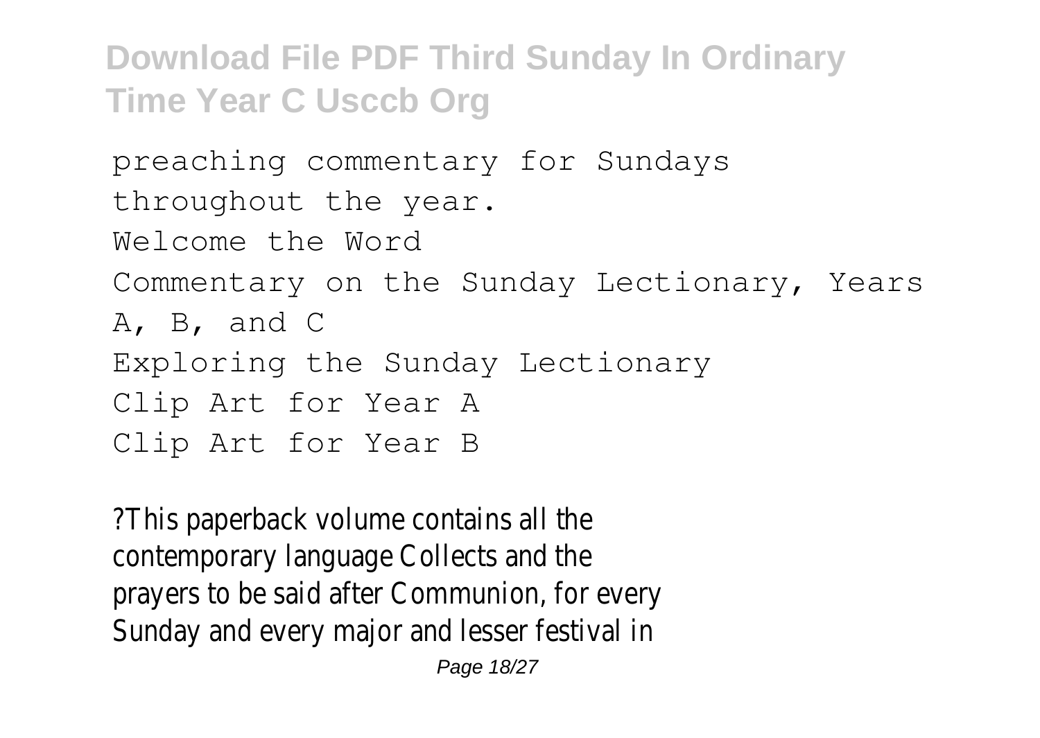preaching commentary for Sundays throughout the year.

Welcome the Word

Commentary on the Sunday Lectionary, Years A, B, and C

Exploring the Sunday Lectionary

Clip Art for Year A

Clip Art for Year B

?This paperback volume contains all the contemporary language Collects and the prayers to be said after Communion, for every Sunday and every major and lesser festival in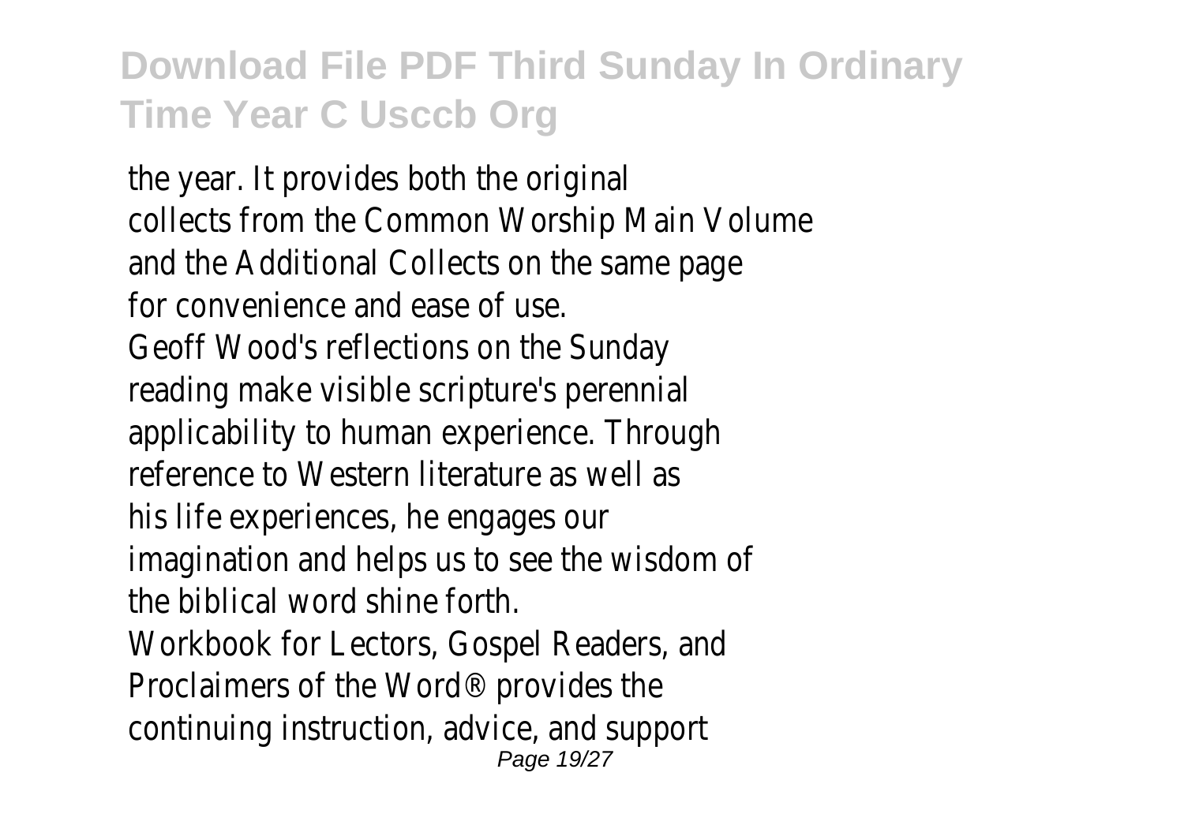the year. It provides both the original collects from the Common Worship Main Volume and the Additional Collects on the same page for convenience and ease of use.

Geoff Wood's reflections on the Sunday reading make visible scripture's perennial applicability to human experience. Through reference to Western literature as well as his life experiences, he engages our imagination and helps us to see the wisdom of the biblical word shine forth.

Workbook for Lectors, Gospel Readers, and Proclaimers of the Word® provides the continuing instruction, advice, and support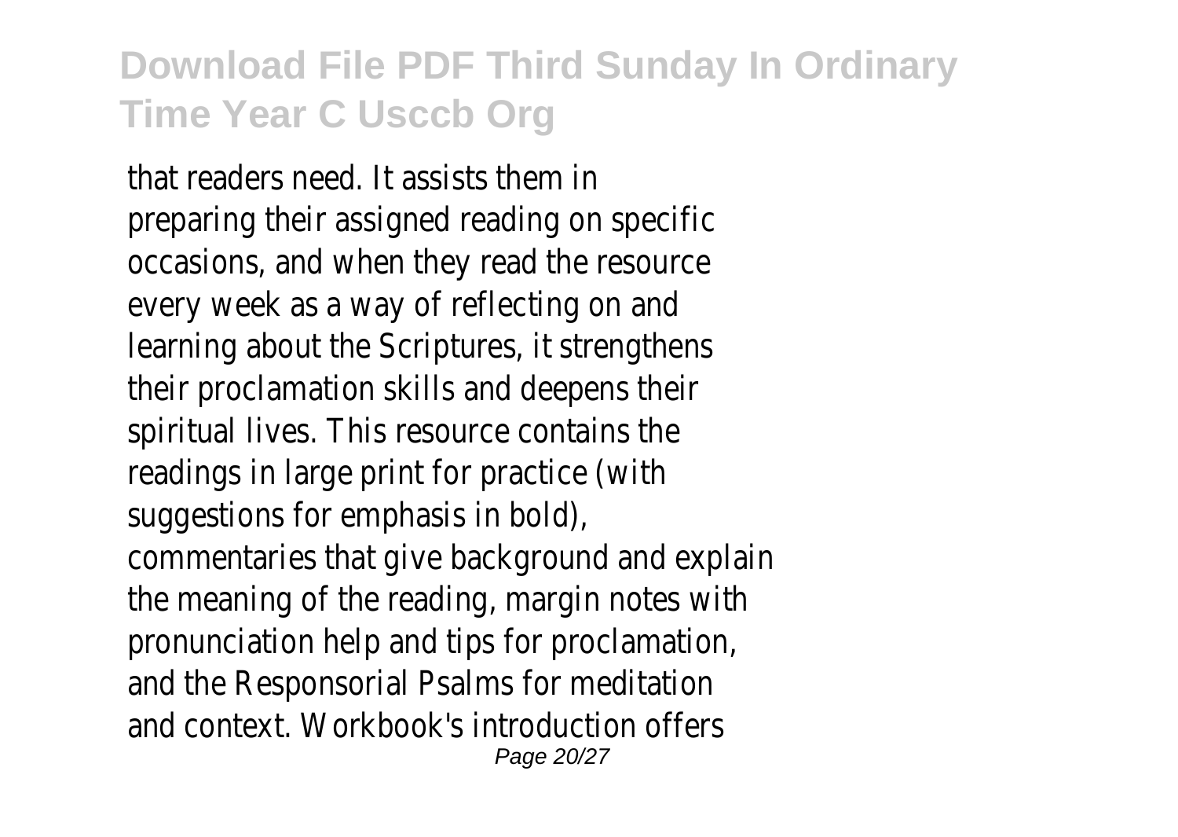that readers need. It assists them in preparing their assigned reading on specific occasions, and when they read the resource every week as a way of reflecting on and learning about the Scriptures, it strengthens their proclamation skills and deepens their spiritual lives. This resource contains the readings in large print for practice (with suggestions for emphasis in bold), commentaries that give background and explain the meaning of the reading, margin notes with pronunciation help and tips for proclamation, and the Responsorial Psalms for meditation and context. Workbook's introduction offers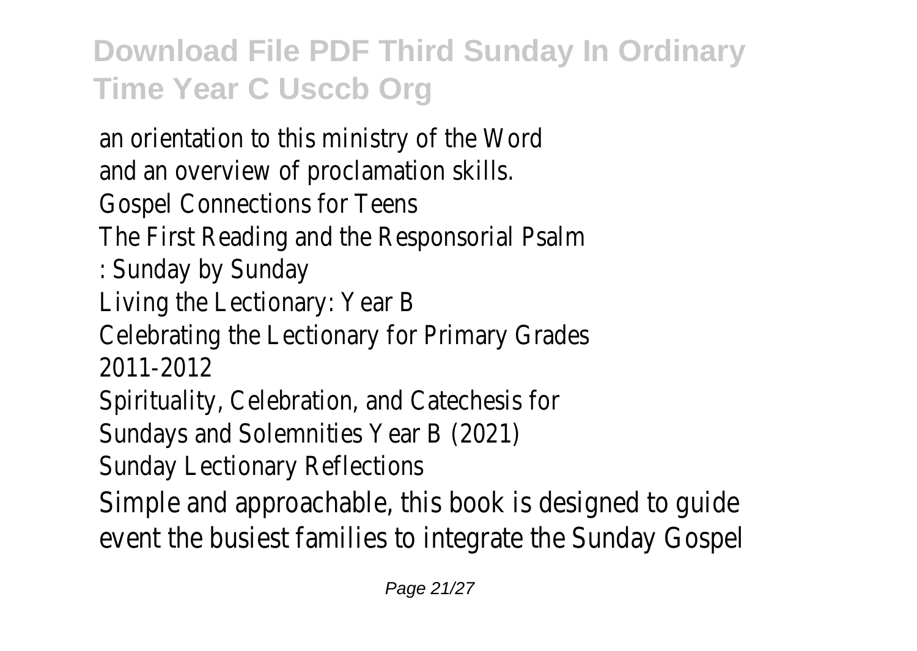an orientation to this ministry of the Word
and an overview of proclamation skills.
Gospel Connections for Teens
The First Reading and the Responsorial Psalm
: Sunday by Sunday
Living the Lectionary: Year B
Celebrating the Lectionary for Primary Grades
2011-2012
Spirituality, Celebration, and Catechesis for
Sundays and Solemnities Year B (2021)
Sunday Lectionary Reflections
Simple and approachable, this book is designed to guide
event the busiest families to integrate the Sunday Gospel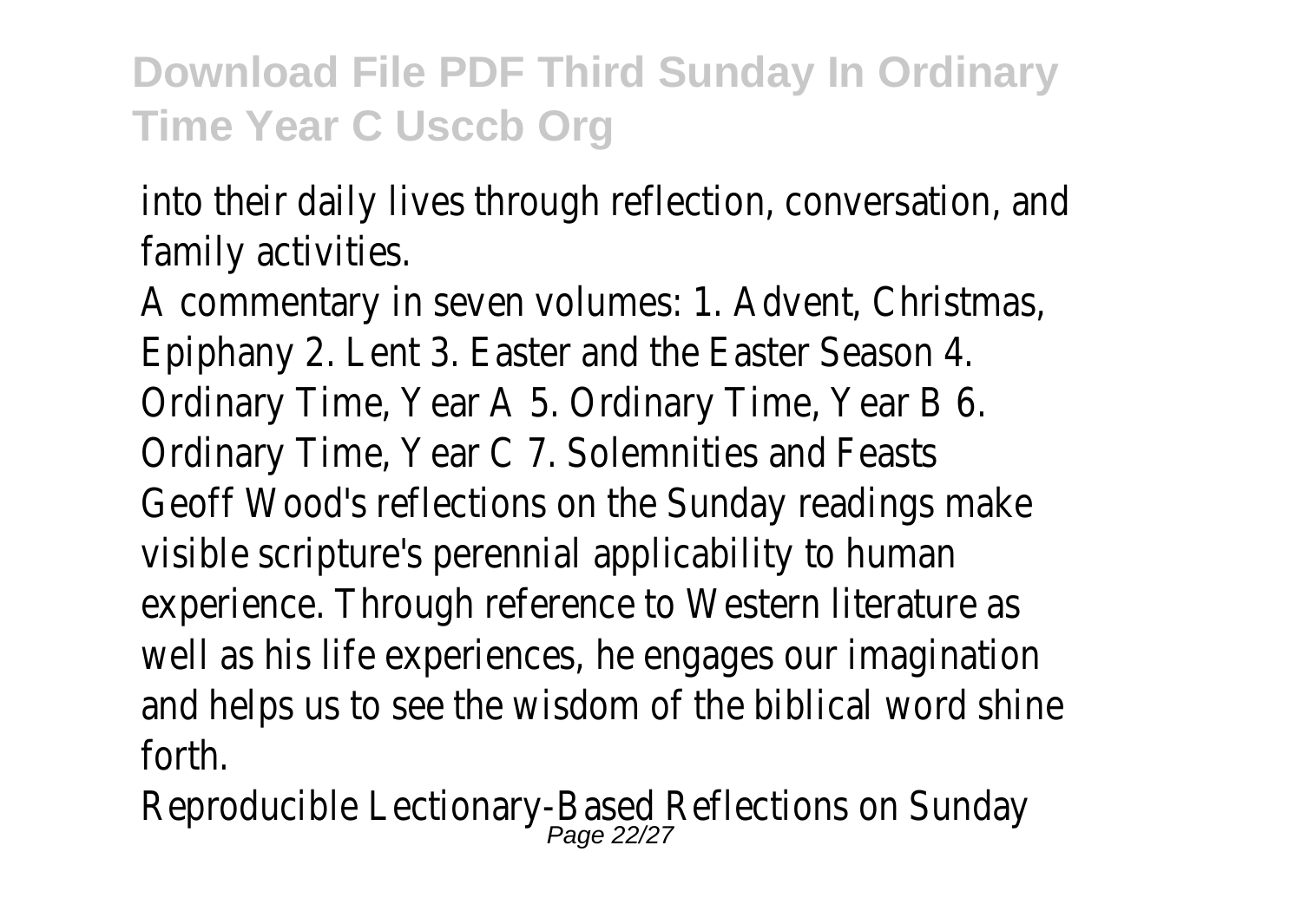into their daily lives through reflection, conversation, and family activities.

A commentary in seven volumes: 1. Advent, Christmas, Epiphany 2. Lent 3. Easter and the Easter Season 4. Ordinary Time, Year A 5. Ordinary Time, Year B 6. Ordinary Time, Year C 7. Solemnities and Feasts

Geoff Wood's reflections on the Sunday readings make visible scripture's perennial applicability to human experience. Through reference to Western literature as well as his life experiences, he engages our imagination and helps us to see the wisdom of the biblical word shine forth.

Reproducible Lectionary-Based Reflections on Sunday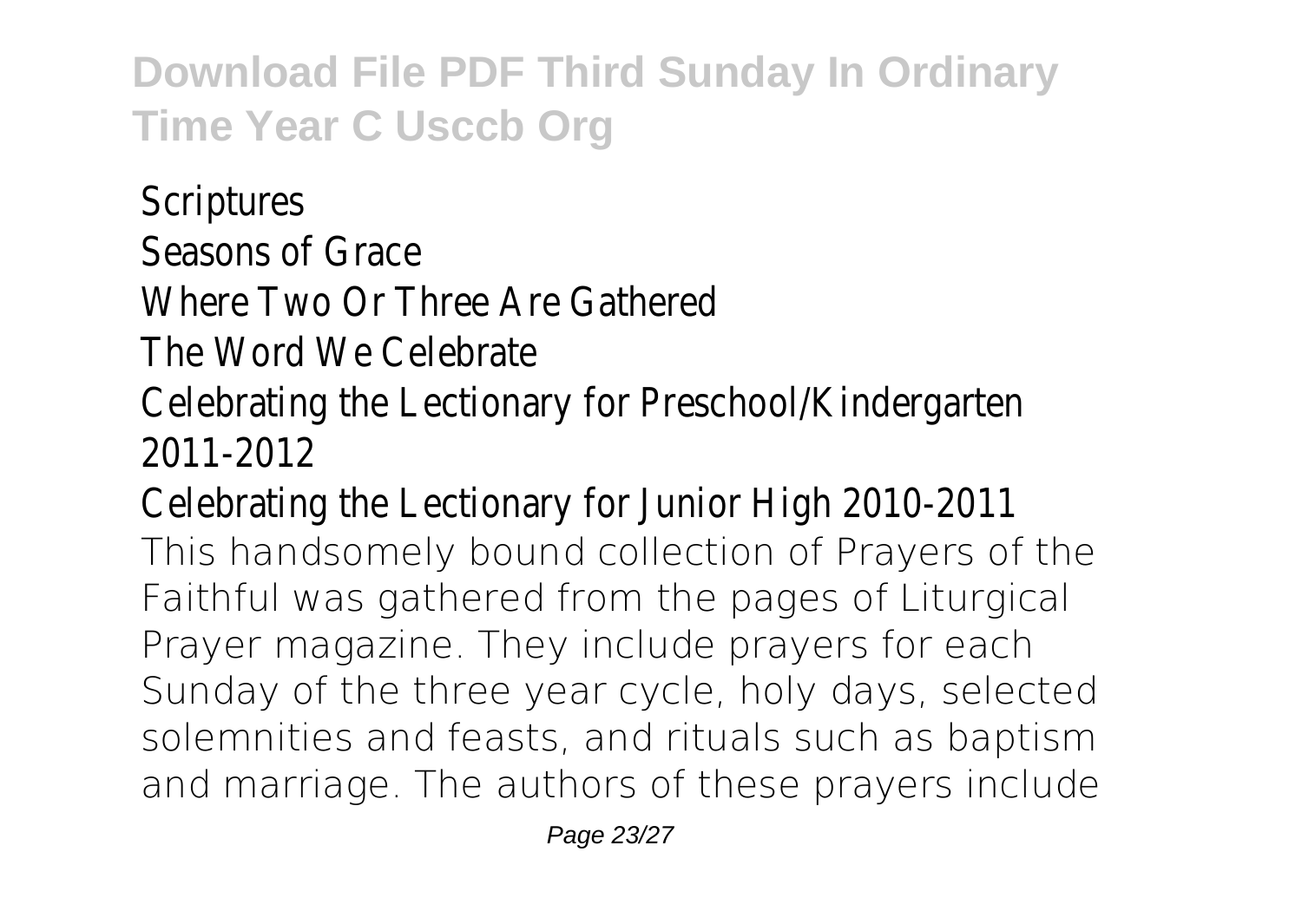Scriptures
Seasons of Grace
Where Two Or Three Are Gathered
The Word We Celebrate
Celebrating the Lectionary for Preschool/Kindergarten 2011-2012
Celebrating the Lectionary for Junior High 2010-2011

This handsomely bound collection of Prayers of the Faithful was gathered from the pages of Liturgical Prayer magazine. They include prayers for each Sunday of the three year cycle, holy days, selected solemnities and feasts, and rituals such as baptism and marriage. The authors of these prayers include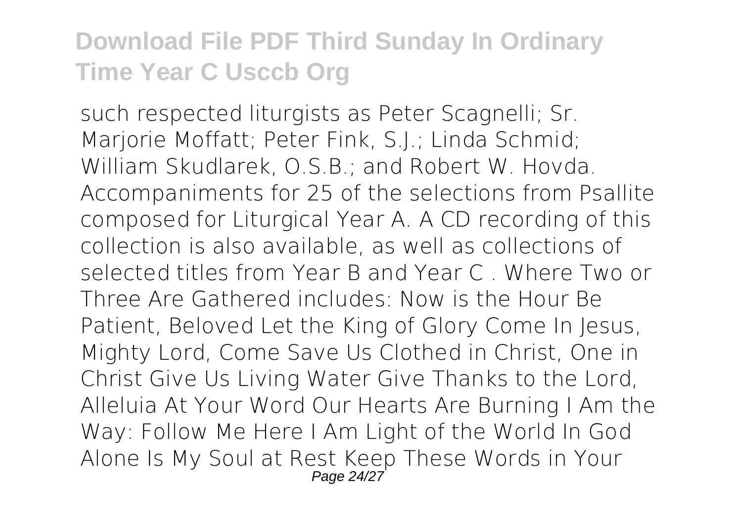such respected liturgists as Peter Scagnelli; Sr. Marjorie Moffatt; Peter Fink, S.J.; Linda Schmid; William Skudlarek, O.S.B.; and Robert W. Hovda. Accompaniments for 25 of the selections from Psallite composed for Liturgical Year A. A CD recording of this collection is also available, as well as collections of selected titles from Year B and Year C . Where Two or Three Are Gathered includes: Now is the Hour Be Patient, Beloved Let the King of Glory Come In Jesus, Mighty Lord, Come Save Us Clothed in Christ, One in Christ Give Us Living Water Give Thanks to the Lord, Alleluia At Your Word Our Hearts Are Burning I Am the Way: Follow Me Here I Am Light of the World In God Alone Is My Soul at Rest Keep These Words in Your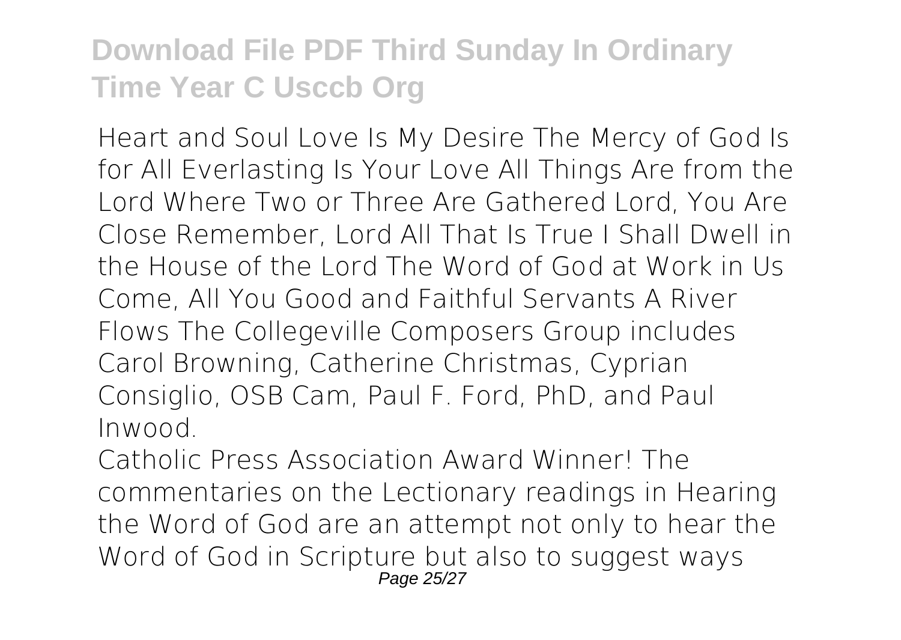Heart and Soul Love Is My Desire The Mercy of God Is for All Everlasting Is Your Love All Things Are from the Lord Where Two or Three Are Gathered Lord, You Are Close Remember, Lord All That Is True I Shall Dwell in the House of the Lord The Word of God at Work in Us Come, All You Good and Faithful Servants A River Flows The Collegeville Composers Group includes Carol Browning, Catherine Christmas, Cyprian Consiglio, OSB Cam, Paul F. Ford, PhD, and Paul Inwood.

Catholic Press Association Award Winner! The commentaries on the Lectionary readings in Hearing the Word of God are an attempt not only to hear the Word of God in Scripture but also to suggest ways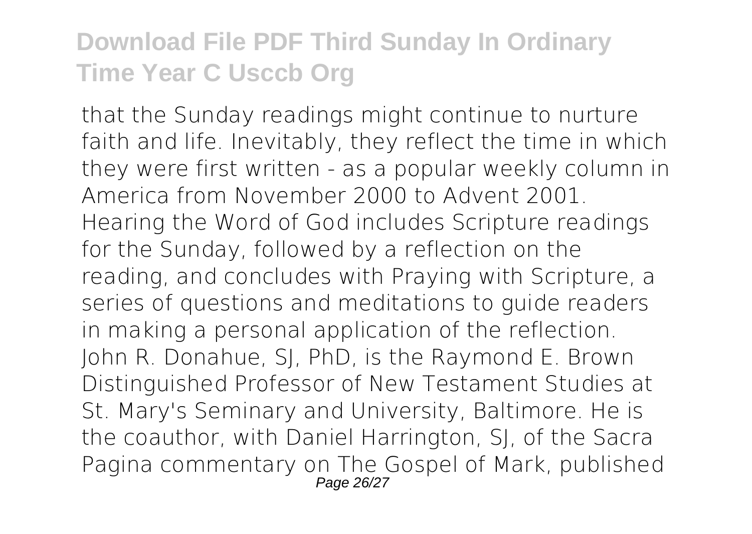that the Sunday readings might continue to nurture faith and life. Inevitably, they reflect the time in which they were first written - as a popular weekly column in America from November 2000 to Advent 2001. Hearing the Word of God includes Scripture readings for the Sunday, followed by a reflection on the reading, and concludes with Praying with Scripture, a series of questions and meditations to guide readers in making a personal application of the reflection. John R. Donahue, SJ, PhD, is the Raymond E. Brown Distinguished Professor of New Testament Studies at St. Mary's Seminary and University, Baltimore. He is the coauthor, with Daniel Harrington, SJ, of the Sacra Pagina commentary on The Gospel of Mark, published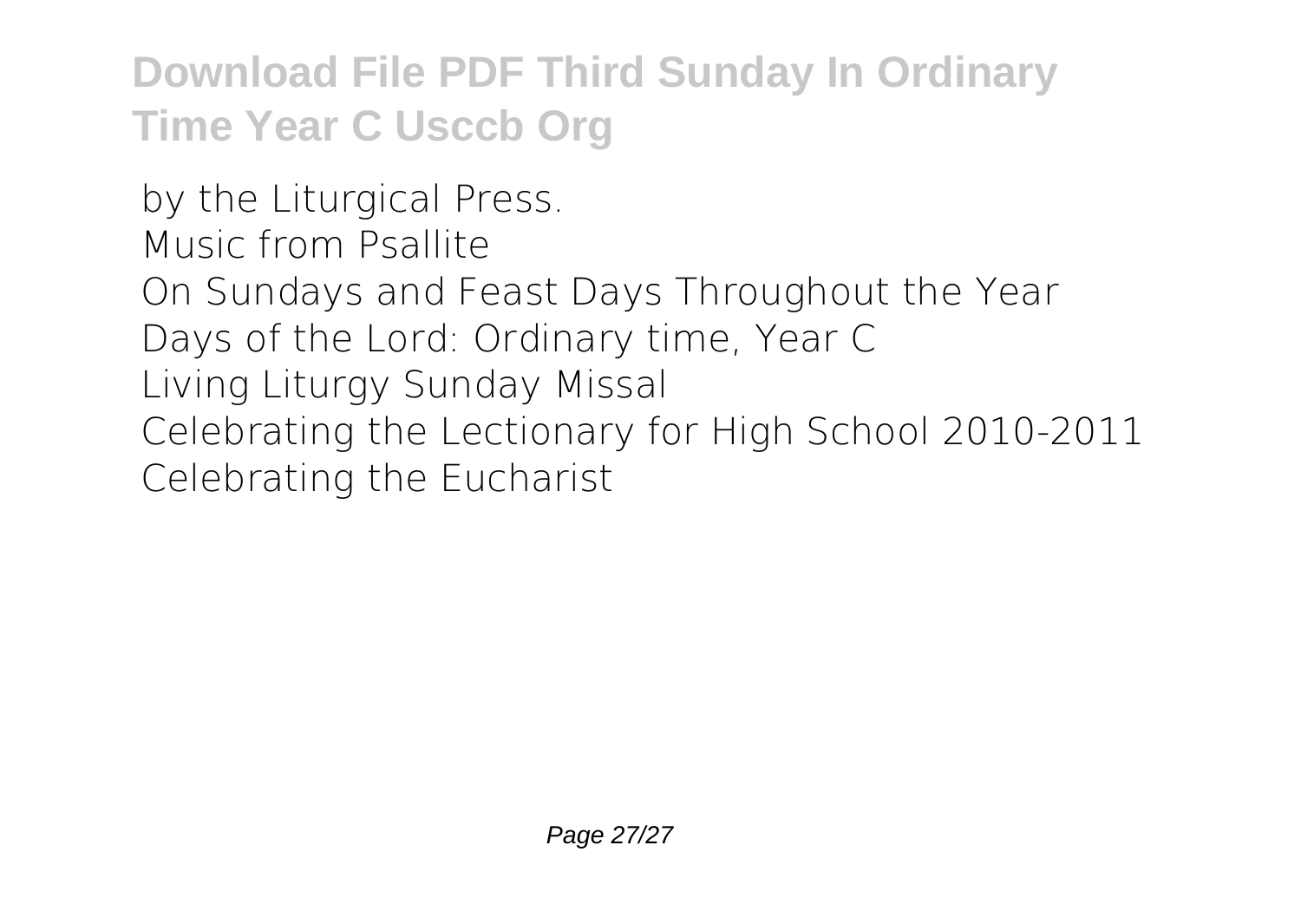by the Liturgical Press.
Music from Psallite
On Sundays and Feast Days Throughout the Year
Days of the Lord: Ordinary time, Year C
Living Liturgy Sunday Missal
Celebrating the Lectionary for High School 2010-2011
Celebrating the Eucharist